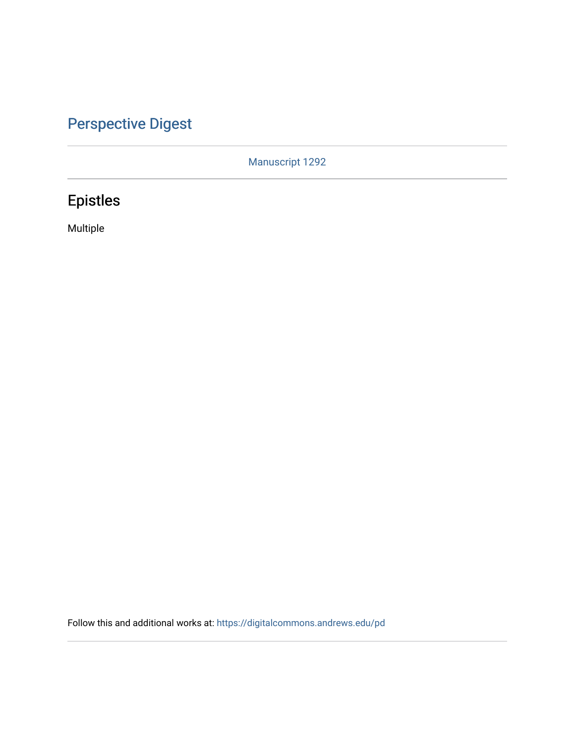Perspective Digest

Manuscript 1292

# Epistles

Multiple

Follow this and additional works at: https://digitalcommons.andrews.edu/pd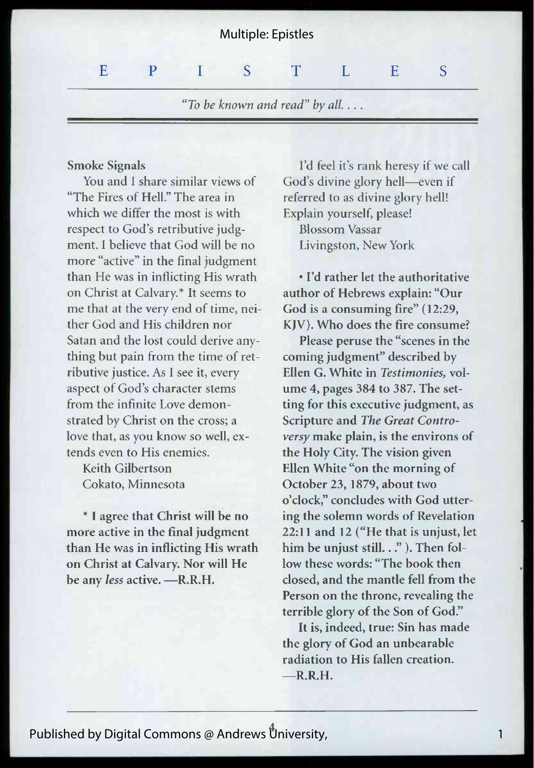# EPISTLES

*"To be known and read" by all. . . .*

**Smoke Signals**

You and I share similar views of "The Fires of Hell." The area in which we differ the most is with respect to God's retributive judgment. I believe that God will be no more "active" in the final judgment than He was in inflicting His wrath on Christ at Calvary.* It seems to me that at the very end of time, neither God and His children nor Satan and the lost could derive anything but pain from the time of retributive justice. As I see it, every aspect of God's character stems from the infinite Love demonstrated by Christ on the cross; a love that, as you know so well, extends even to His enemies.

Keith Gilbertson
Cokato, Minnesota

**\* I agree that Christ will be no more active in the final judgment than He was in inflicting His wrath on Christ at Calvary. Nor will He be any *less* active. —R.R.H.**

I'd feel it's rank heresy if we call God's divine glory hell—even if referred to as divine glory hell! Explain yourself, please!

Blossom Vassar
Livingston, New York

**• I'd rather let the authoritative author of Hebrews explain: "Our God is a consuming fire" (12:29, KJV). Who does the fire consume?**

**Please peruse the "scenes in the coming judgment" described by Ellen G. White in *Testimonies,* volume 4, pages 384 to 387. The setting for this executive judgment, as Scripture and *The Great Controversy* make plain, is the environs of the Holy City. The vision given Ellen White "on the morning of October 23, 1879, about two o'clock," concludes with God uttering the solemn words of Revelation 22:11 and 12 ("He that is unjust, let him be unjust still. . ." ). Then follow these words: "The book then closed, and the mantle fell from the Person on the throne, revealing the terrible glory of the Son of God."**

**It is, indeed, true: Sin has made the glory of God an unbearable radiation to His fallen creation. —R.R.H.**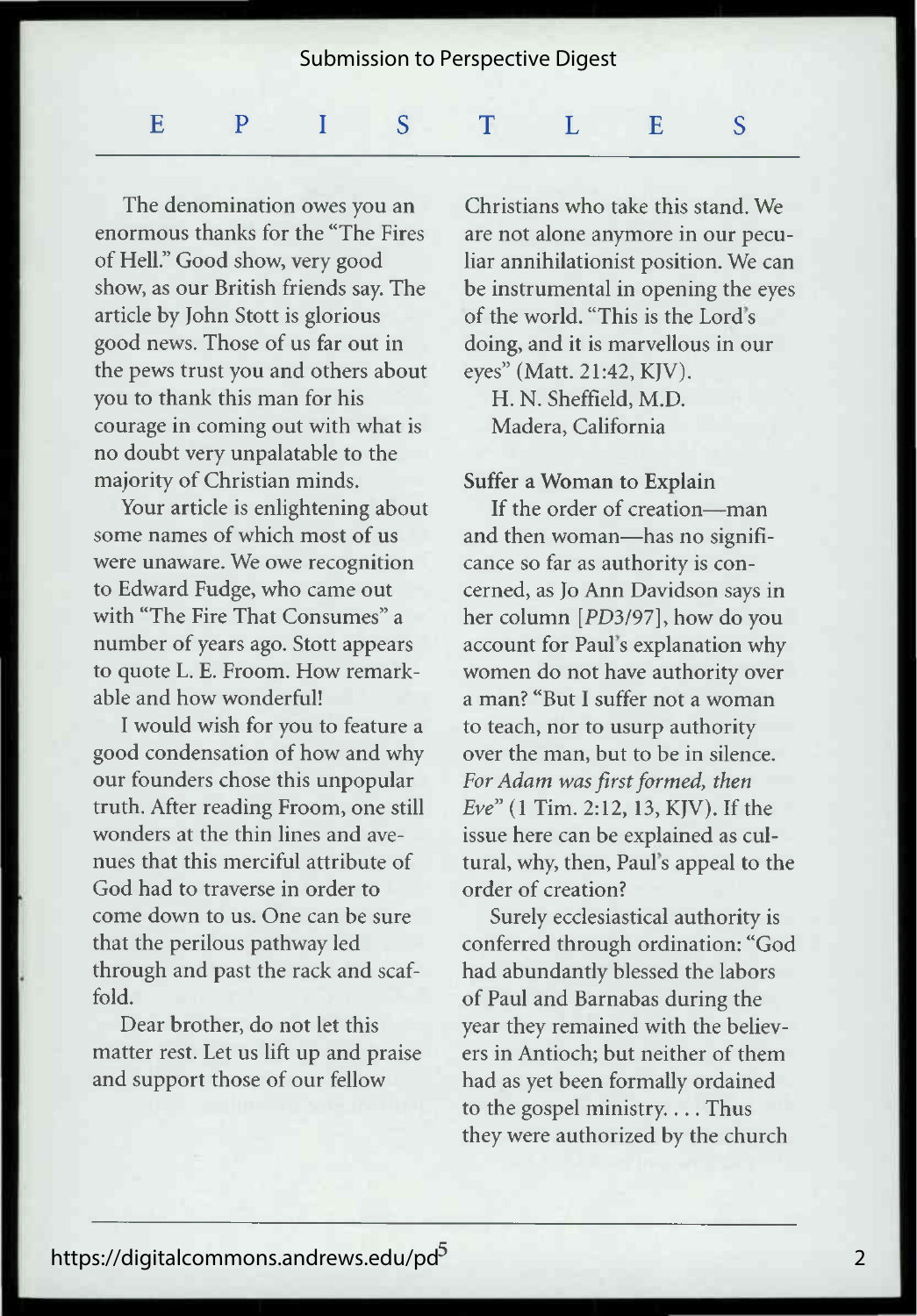# EPISTLES

The denomination owes you an enormous thanks for the "The Fires of Hell." Good show, very good show, as our British friends say. The article by John Stott is glorious good news. Those of us far out in the pews trust you and others about you to thank this man for his courage in coming out with what is no doubt very unpalatable to the majority of Christian minds.

Your article is enlightening about some names of which most of us were unaware. We owe recognition to Edward Fudge, who came out with "The Fire That Consumes" a number of years ago. Stott appears to quote L. E. Froom. How remarkable and how wonderful!

I would wish for you to feature a good condensation of how and why our founders chose this unpopular truth. After reading Froom, one still wonders at the thin lines and avenues that this merciful attribute of God had to traverse in order to come down to us. One can be sure that the perilous pathway led through and past the rack and scaffold.

Dear brother, do not let this matter rest. Let us lift up and praise and support those of our fellow Christians who take this stand. We are not alone anymore in our peculiar annihilationist position. We can be instrumental in opening the eyes of the world. "This is the Lord's doing, and it is marvellous in our eyes" (Matt. 21:42, KJV).

H. N. Sheffield, M.D.
Madera, California

## Suffer a Woman to Explain

If the order of creation—man and then woman—has no significance so far as authority is concerned, as Jo Ann Davidson says in her column [*PD*3/97], how do you account for Paul's explanation why women do not have authority over a man? "But I suffer not a woman to teach, nor to usurp authority over the man, but to be in silence. *For Adam was first formed, then Eve*" (1 Tim. 2:12, 13, KJV). If the issue here can be explained as cultural, why, then, Paul's appeal to the order of creation?

Surely ecclesiastical authority is conferred through ordination: "God had abundantly blessed the labors of Paul and Barnabas during the year they remained with the believers in Antioch; but neither of them had as yet been formally ordained to the gospel ministry. . . . Thus they were authorized by the church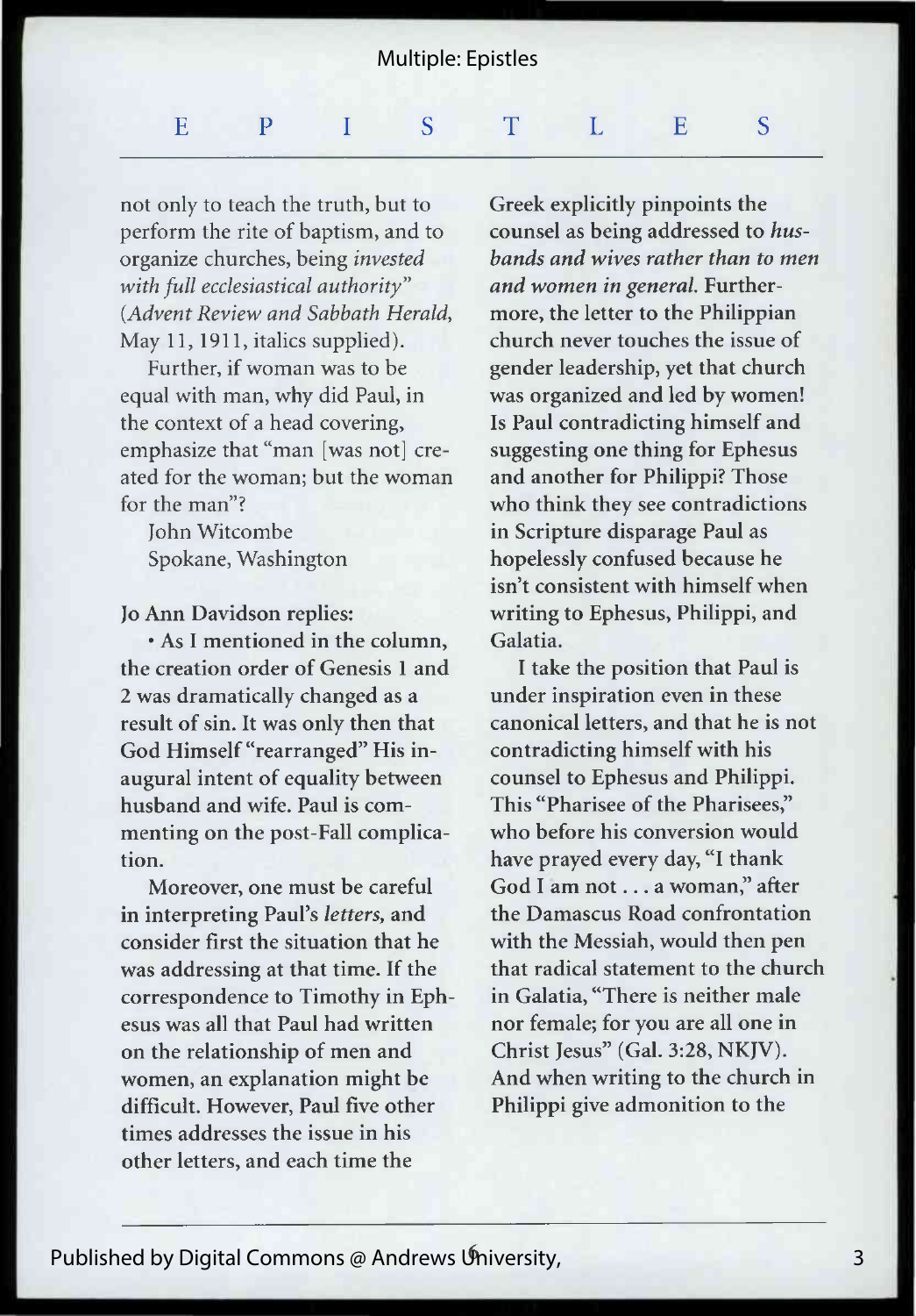not only to teach the truth, but to perform the rite of baptism, and to organize churches, being *invested with full ecclesiastical authority*" (*Advent Review and Sabbath Herald*, May 11, 1911, italics supplied).

Further, if woman was to be equal with man, why did Paul, in the context of a head covering, emphasize that "man [was not] created for the woman; but the woman for the man"?

John Witcombe
Spokane, Washington

**Jo Ann Davidson replies:**

**• As I mentioned in the column, the creation order of Genesis 1 and 2 was dramatically changed as a result of sin. It was only then that God Himself "rearranged" His inaugural intent of equality between husband and wife. Paul is commenting on the post-Fall complication.**

**Moreover, one must be careful in interpreting Paul's *letters*, and consider first the situation that he was addressing at that time. If the correspondence to Timothy in Ephesus was all that Paul had written on the relationship of men and women, an explanation might be difficult. However, Paul five other times addresses the issue in his other letters, and each time the Greek explicitly pinpoints the counsel as being addressed to *husbands and wives rather than to men and women in general*. Furthermore, the letter to the Philippian church never touches the issue of gender leadership, yet that church was organized and led by women! Is Paul contradicting himself and suggesting one thing for Ephesus and another for Philippi? Those who think they see contradictions in Scripture disparage Paul as hopelessly confused because he isn't consistent with himself when writing to Ephesus, Philippi, and Galatia.**

**I take the position that Paul is under inspiration even in these canonical letters, and that he is not contradicting himself with his counsel to Ephesus and Philippi. This "Pharisee of the Pharisees," who before his conversion would have prayed every day, "I thank God I am not . . . a woman," after the Damascus Road confrontation with the Messiah, would then pen that radical statement to the church in Galatia, "There is neither male nor female; for you are all one in Christ Jesus" (Gal. 3:28, NKJV). And when writing to the church in Philippi give admonition to the**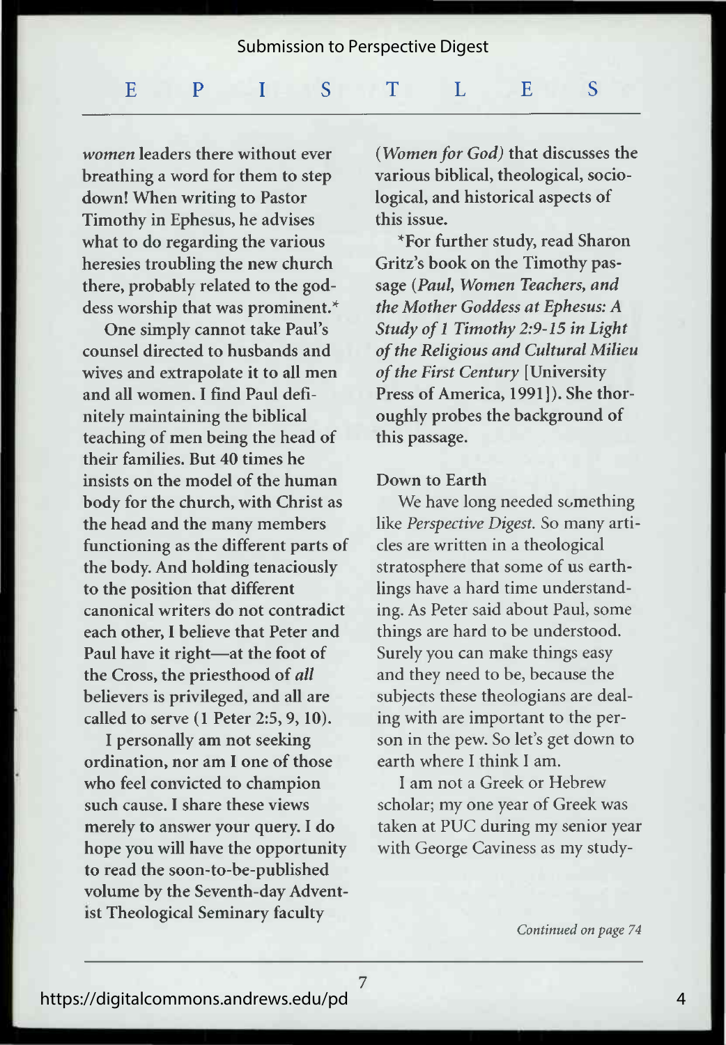*women* leaders there without ever breathing a word for them to step down! When writing to Pastor Timothy in Ephesus, he advises what to do regarding the various heresies troubling the new church there, probably related to the goddess worship that was prominent.*

One simply cannot take Paul's counsel directed to husbands and wives and extrapolate it to all men and all women. I find Paul definitely maintaining the biblical teaching of men being the head of their families. But 40 times he insists on the model of the human body for the church, with Christ as the head and the many members functioning as the different parts of the body. And holding tenaciously to the position that different canonical writers do not contradict each other, I believe that Peter and Paul have it right—at the foot of the Cross, the priesthood of *all* believers is privileged, and all are called to serve (1 Peter 2:5, 9, 10).

I personally am not seeking ordination, nor am I one of those who feel convicted to champion such cause. I share these views merely to answer your query. I do hope you will have the opportunity to read the soon-to-be-published volume by the Seventh-day Adventist Theological Seminary faculty (*Women for God*) that discusses the various biblical, theological, sociological, and historical aspects of this issue.

*For further study, read Sharon Gritz's book on the Timothy passage (*Paul, Women Teachers, and the Mother Goddess at Ephesus: A Study of 1 Timothy 2:9-15 in Light of the Religious and Cultural Milieu of the First Century* [University Press of America, 1991]). She thoroughly probes the background of this passage.

### Down to Earth

We have long needed something like *Perspective Digest.* So many articles are written in a theological stratosphere that some of us earthlings have a hard time understanding. As Peter said about Paul, some things are hard to be understood. Surely you can make things easy and they need to be, because the subjects these theologians are dealing with are important to the person in the pew. So let's get down to earth where I think I am.

I am not a Greek or Hebrew scholar; my one year of Greek was taken at PUC during my senior year with George Caviness as my study-

*Continued on page 74*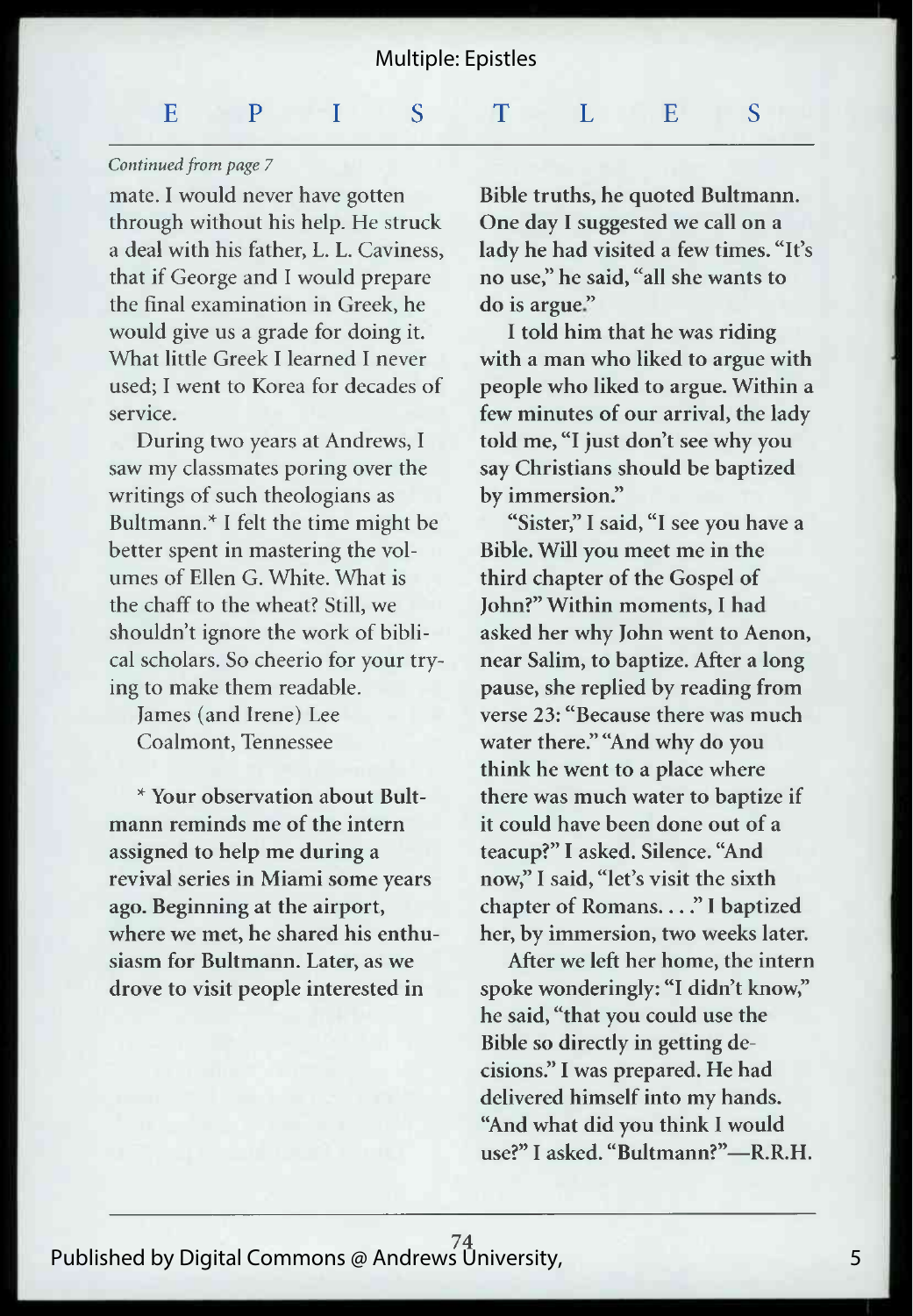*Continued from page 7*

mate. I would never have gotten through without his help. He struck a deal with his father, L. L. Caviness, that if George and I would prepare the final examination in Greek, he would give us a grade for doing it. What little Greek I learned I never used; I went to Korea for decades of service.

During two years at Andrews, I saw my classmates poring over the writings of such theologians as Bultmann.* I felt the time might be better spent in mastering the volumes of Ellen G. White. What is the chaff to the wheat? Still, we shouldn't ignore the work of biblical scholars. So cheerio for your trying to make them readable.

James (and Irene) Lee
Coalmont, Tennessee

**\* Your observation about Bultmann reminds me of the intern assigned to help me during a revival series in Miami some years ago. Beginning at the airport, where we met, he shared his enthusiasm for Bultmann. Later, as we drove to visit people interested in Bible truths, he quoted Bultmann. One day I suggested we call on a lady he had visited a few times. "It's no use," he said, "all she wants to do is argue."**

**I told him that he was riding with a man who liked to argue with people who liked to argue. Within a few minutes of our arrival, the lady told me, "I just don't see why you say Christians should be baptized by immersion."**

**"Sister," I said, "I see you have a Bible. Will you meet me in the third chapter of the Gospel of John?" Within moments, I had asked her why John went to Aenon, near Salim, to baptize. After a long pause, she replied by reading from verse 23: "Because there was much water there." "And why do you think he went to a place where there was much water to baptize if it could have been done out of a teacup?" I asked. Silence. "And now," I said, "let's visit the sixth chapter of Romans. . . ." I baptized her, by immersion, two weeks later.**

**After we left her home, the intern spoke wonderingly: "I didn't know," he said, "that you could use the Bible so directly in getting decisions." I was prepared. He had delivered himself into my hands. "And what did you think I would use?" I asked. "Bultmann?"—R.R.H.**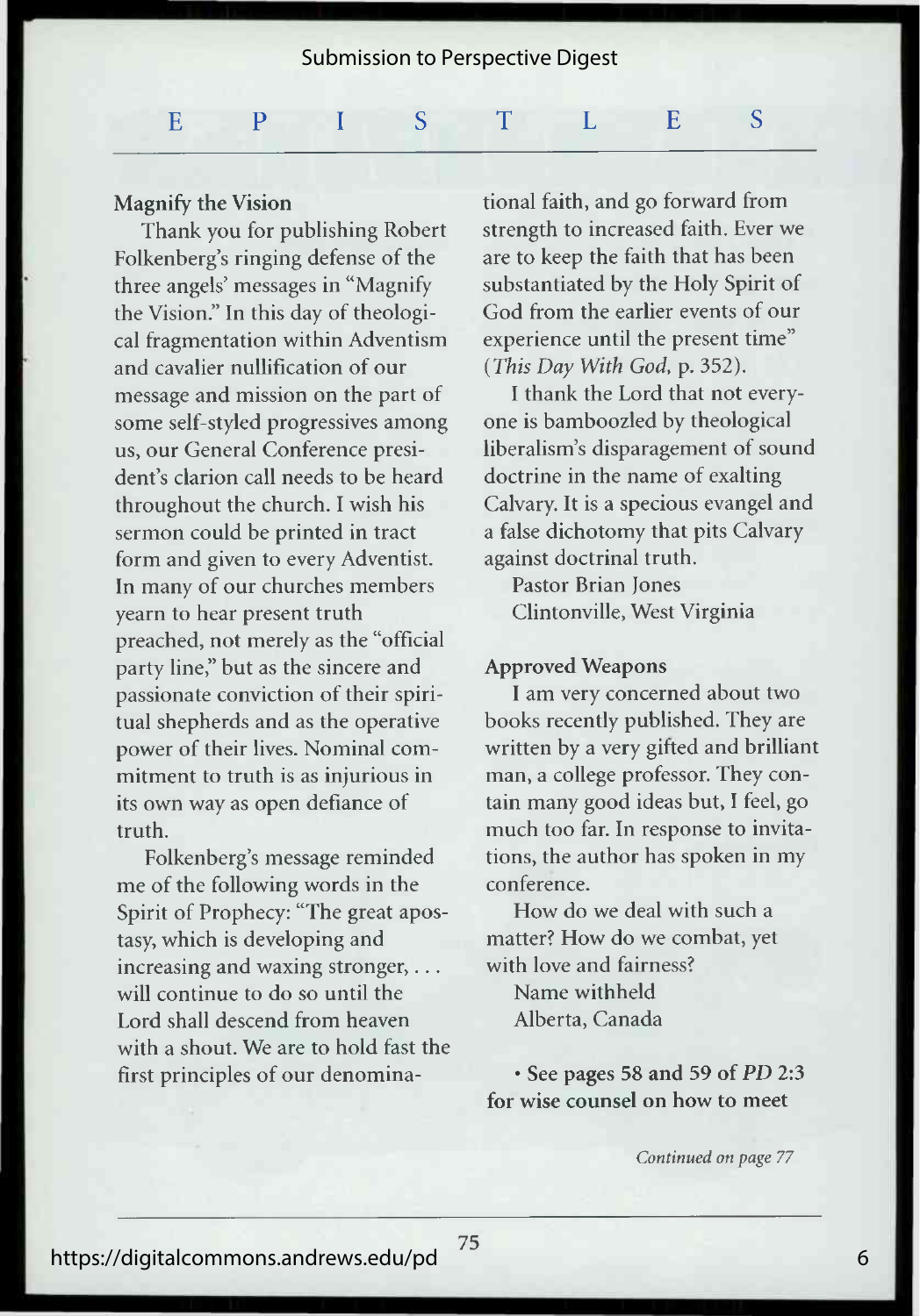# EPISTLES

### Magnify the Vision

Thank you for publishing Robert Folkenberg's ringing defense of the three angels' messages in "Magnify the Vision." In this day of theological fragmentation within Adventism and cavalier nullification of our message and mission on the part of some self-styled progressives among us, our General Conference president's clarion call needs to be heard throughout the church. I wish his sermon could be printed in tract form and given to every Adventist. In many of our churches members yearn to hear present truth preached, not merely as the "official party line," but as the sincere and passionate conviction of their spiritual shepherds and as the operative power of their lives. Nominal commitment to truth is as injurious in its own way as open defiance of truth.

Folkenberg's message reminded me of the following words in the Spirit of Prophecy: "The great apostasy, which is developing and increasing and waxing stronger, . . . will continue to do so until the Lord shall descend from heaven with a shout. We are to hold fast the first principles of our denominational faith, and go forward from strength to increased faith. Ever we are to keep the faith that has been substantiated by the Holy Spirit of God from the earlier events of our experience until the present time" (*This Day With God*, p. 352).

I thank the Lord that not everyone is bamboozled by theological liberalism's disparagement of sound doctrine in the name of exalting Calvary. It is a specious evangel and a false dichotomy that pits Calvary against doctrinal truth.

Pastor Brian Jones
Clintonville, West Virginia

### Approved Weapons

I am very concerned about two books recently published. They are written by a very gifted and brilliant man, a college professor. They contain many good ideas but, I feel, go much too far. In response to invitations, the author has spoken in my conference.

How do we deal with such a matter? How do we combat, yet with love and fairness?

Name withheld
Alberta, Canada

**• See pages 58 and 59 of *PD* 2:3 for wise counsel on how to meet**

*Continued on page 77*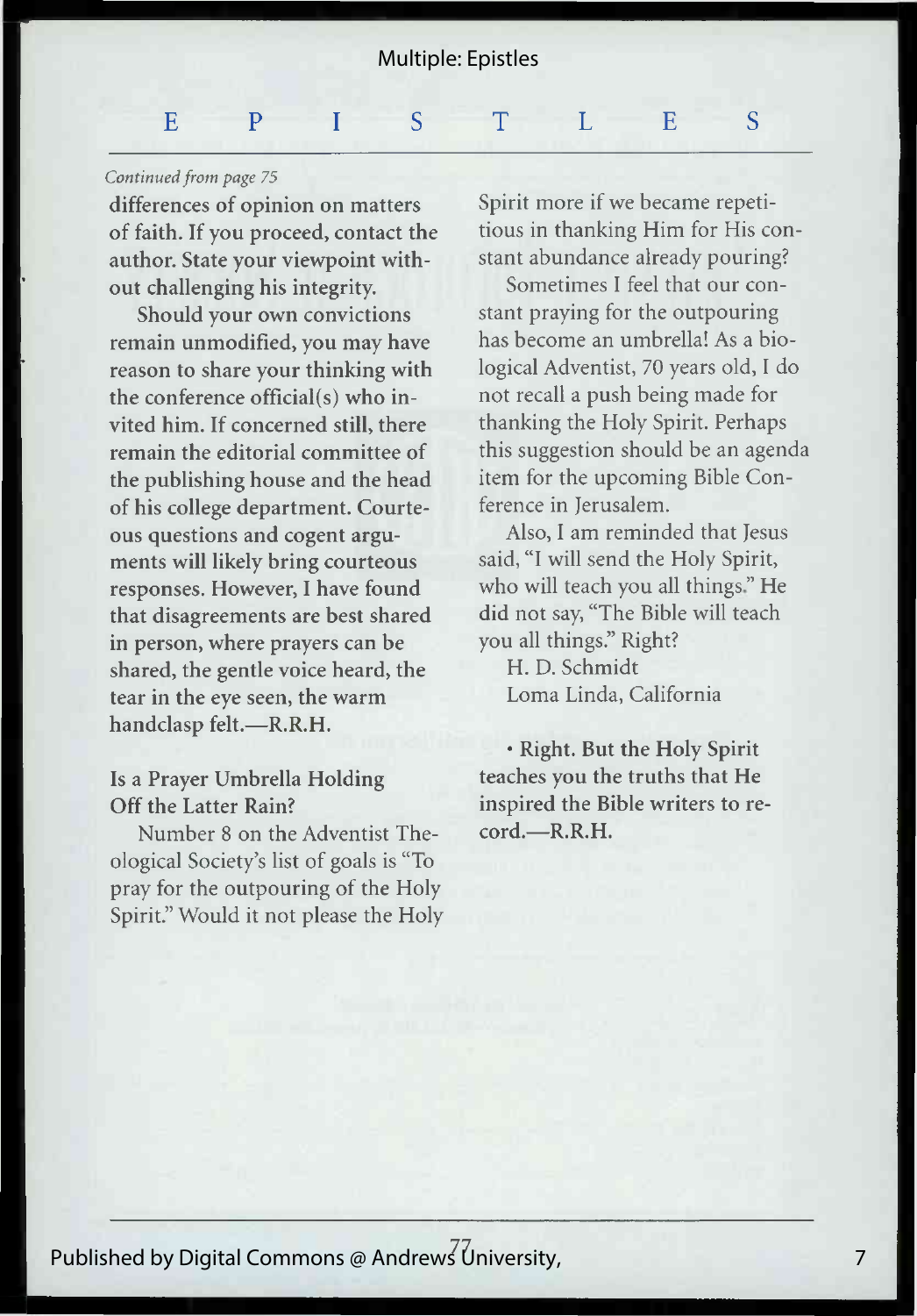# E P I S T L E S

*Continued from page 75*

**differences of opinion on matters of faith. If you proceed, contact the author. State your viewpoint without challenging his integrity.**

**Should your own convictions remain unmodified, you may have reason to share your thinking with the conference official(s) who invited him. If concerned still, there remain the editorial committee of the publishing house and the head of his college department. Courteous questions and cogent arguments will likely bring courteous responses. However, I have found that disagreements are best shared in person, where prayers can be shared, the gentle voice heard, the tear in the eye seen, the warm handclasp felt.—R.R.H.**

### Is a Prayer Umbrella Holding Off the Latter Rain?

Number 8 on the Adventist Theological Society's list of goals is "To pray for the outpouring of the Holy Spirit." Would it not please the Holy Spirit more if we became repetitious in thanking Him for His constant abundance already pouring?

Sometimes I feel that our constant praying for the outpouring has become an umbrella! As a biological Adventist, 70 years old, I do not recall a push being made for thanking the Holy Spirit. Perhaps this suggestion should be an agenda item for the upcoming Bible Conference in Jerusalem.

Also, I am reminded that Jesus said, "I will send the Holy Spirit, who will teach you all things." He did not say, "The Bible will teach you all things." Right?

H. D. Schmidt
Loma Linda, California

**• Right. But the Holy Spirit teaches you the truths that He inspired the Bible writers to record.—R.R.H.**